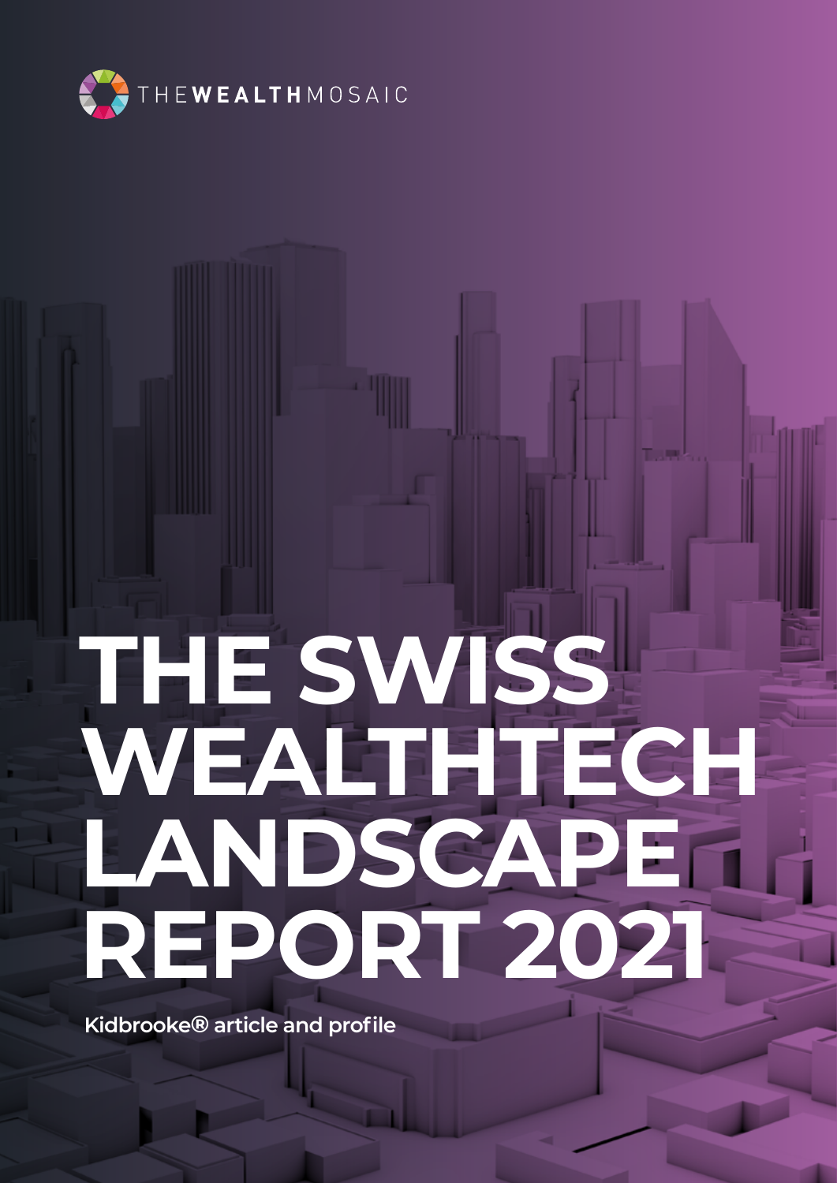THEWEALTHMOSAIC

# THE SWISS WEALTHTECH LANDSCAPE REPORT 2021

**Kidbrooke® article and profile**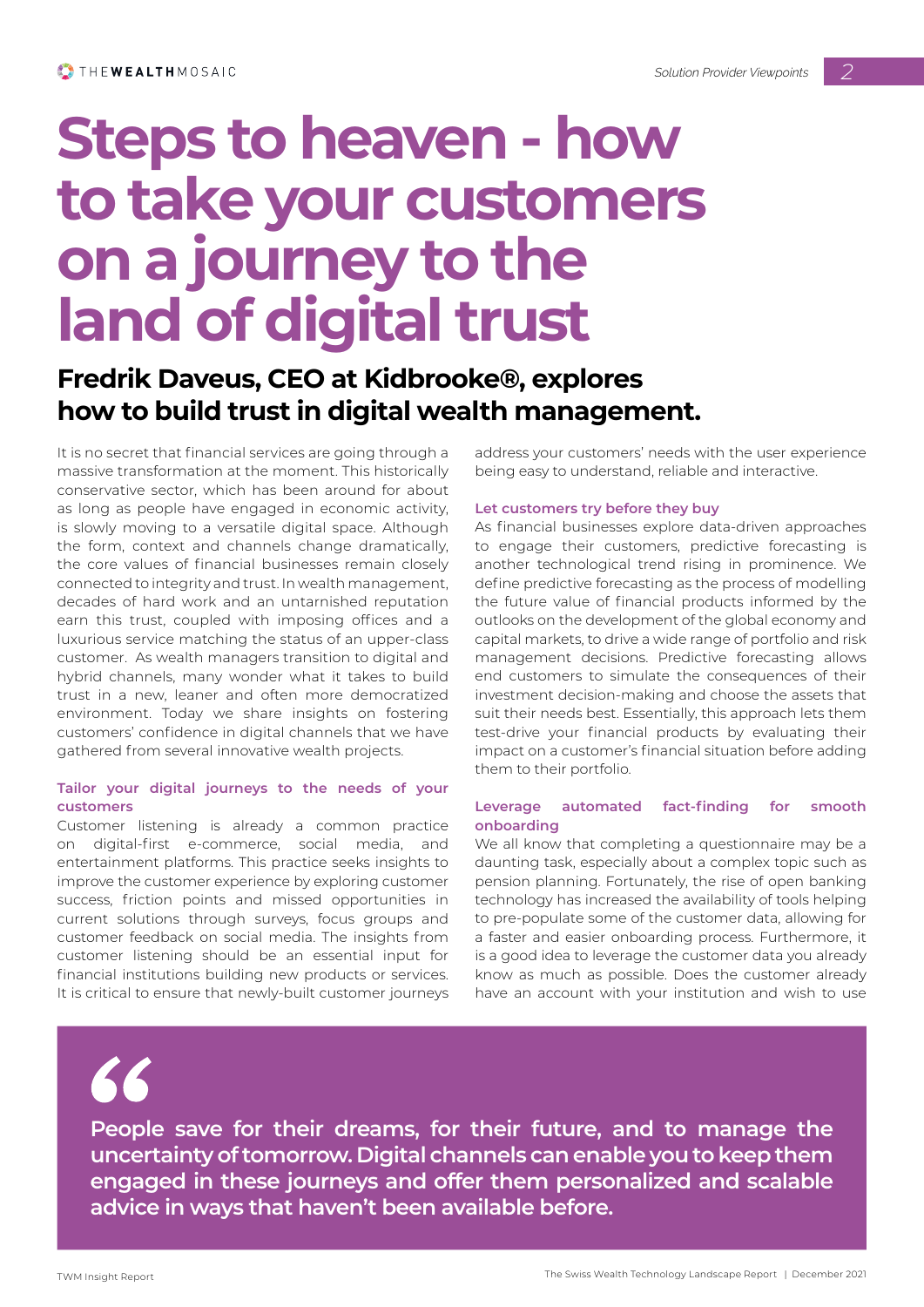# Steps to heaven - how to take your customers on a journey to the land of digital trust

## Fredrik Daveus, CEO at Kidbrooke®, explores how to build trust in digital wealth management.

It is no secret that financial services are going through a massive transformation at the moment. This historically conservative sector, which has been around for about as long as people have engaged in economic activity, is slowly moving to a versatile digital space. Although the form, context and channels change dramatically, the core values of financial businesses remain closely connected to integrity and trust. In wealth management, decades of hard work and an untarnished reputation earn this trust, coupled with imposing offices and a luxurious service matching the status of an upper-class customer. As wealth managers transition to digital and hybrid channels, many wonder what it takes to build trust in a new, leaner and often more democratized environment. Today we share insights on fostering customers' confidence in digital channels that we have gathered from several innovative wealth projects.

### Tailor your digital journeys to the needs of your customers

Customer listening is already a common practice on digital-first e-commerce, social media, and entertainment platforms. This practice seeks insights to improve the customer experience by exploring customer success, friction points and missed opportunities in current solutions through surveys, focus groups and customer feedback on social media. The insights from customer listening should be an essential input for financial institutions building new products or services. It is critical to ensure that newly-built customer journeys address your customers' needs with the user experience being easy to understand, reliable and interactive.

### Let customers try before they buy

As financial businesses explore data-driven approaches to engage their customers, predictive forecasting is another technological trend rising in prominence. We define predictive forecasting as the process of modelling the future value of financial products informed by the outlooks on the development of the global economy and capital markets, to drive a wide range of portfolio and risk management decisions. Predictive forecasting allows end customers to simulate the consequences of their investment decision-making and choose the assets that suit their needs best. Essentially, this approach lets them test-drive your financial products by evaluating their impact on a customer's financial situation before adding them to their portfolio.

### Leverage automated fact-finding for smooth onboarding

We all know that completing a questionnaire may be a daunting task, especially about a complex topic such as pension planning. Fortunately, the rise of open banking technology has increased the availability of tools helping to pre-populate some of the customer data, allowing for a faster and easier onboarding process. Furthermore, it is a good idea to leverage the customer data you already know as much as possible. Does the customer already have an account with your institution and wish to use

> **People save for their dreams, for their future, and to manage the uncertainty of tomorrow. Digital channels can enable you to keep them engaged in these journeys and offer them personalized and scalable advice in ways that haven't been available before.**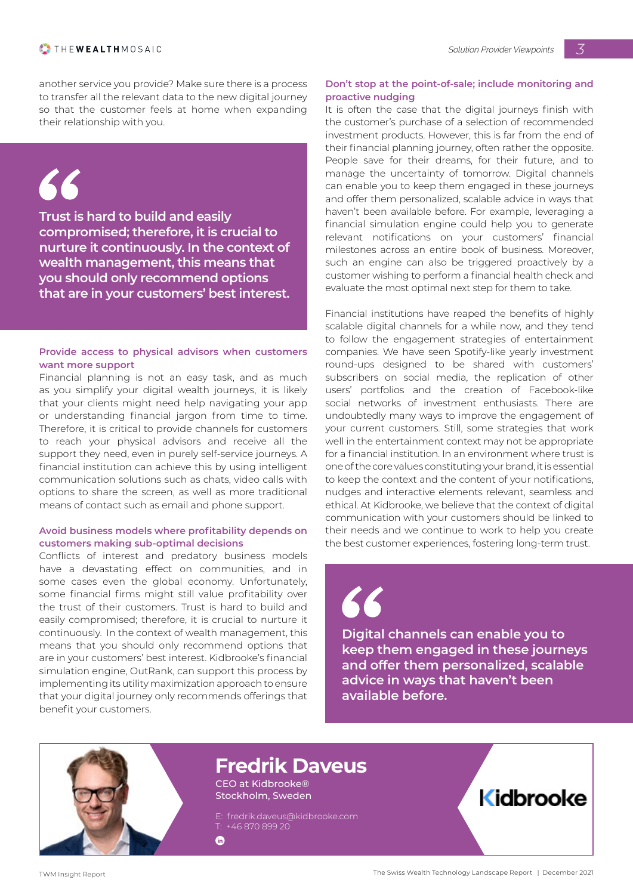another service you provide? Make sure there is a process to transfer all the relevant data to the new digital journey so that the customer feels at home when expanding their relationship with you.

> Trust is hard to build and easily compromised; therefore, it is crucial to nurture it continuously. In the context of wealth management, this means that you should only recommend options that are in your customers' best interest.

### Provide access to physical advisors when customers want more support

Financial planning is not an easy task, and as much as you simplify your digital wealth journeys, it is likely that your clients might need help navigating your app or understanding financial jargon from time to time. Therefore, it is critical to provide channels for customers to reach your physical advisors and receive all the support they need, even in purely self-service journeys. A financial institution can achieve this by using intelligent communication solutions such as chats, video calls with options to share the screen, as well as more traditional means of contact such as email and phone support.

### Avoid business models where profitability depends on customers making sub-optimal decisions

Conflicts of interest and predatory business models have a devastating effect on communities, and in some cases even the global economy. Unfortunately, some financial firms might still value profitability over the trust of their customers. Trust is hard to build and easily compromised; therefore, it is crucial to nurture it continuously. In the context of wealth management, this means that you should only recommend options that are in your customers' best interest. Kidbrooke's financial simulation engine, OutRank, can support this process by implementing its utility maximization approach to ensure that your digital journey only recommends offerings that benefit your customers.

### Don't stop at the point-of-sale; include monitoring and proactive nudging

It is often the case that the digital journeys finish with the customer's purchase of a selection of recommended investment products. However, this is far from the end of their financial planning journey, often rather the opposite. People save for their dreams, for their future, and to manage the uncertainty of tomorrow. Digital channels can enable you to keep them engaged in these journeys and offer them personalized, scalable advice in ways that haven't been available before. For example, leveraging a financial simulation engine could help you to generate relevant notifications on your customers' financial milestones across an entire book of business. Moreover, such an engine can also be triggered proactively by a customer wishing to perform a financial health check and evaluate the most optimal next step for them to take.

Financial institutions have reaped the benefits of highly scalable digital channels for a while now, and they tend to follow the engagement strategies of entertainment companies. We have seen Spotify-like yearly investment round-ups designed to be shared with customers' subscribers on social media, the replication of other users' portfolios and the creation of Facebook-like social networks of investment enthusiasts. There are undoubtedly many ways to improve the engagement of your current customers. Still, some strategies that work well in the entertainment context may not be appropriate for a financial institution. In an environment where trust is one of the core values constituting your brand, it is essential to keep the context and the content of your notifications, nudges and interactive elements relevant, seamless and ethical. At Kidbrooke, we believe that the context of digital communication with your customers should be linked to their needs and we continue to work to help you create the best customer experiences, fostering long-term trust.

> Digital channels can enable you to keep them engaged in these journeys and offer them personalized, scalable advice in ways that haven't been available before.

## Fredrik Daveus

CEO at Kidbrooke®
Stockholm, Sweden

E: fredrik.daveus@kidbrooke.com
T: +46 870 899 20

Kidbrooke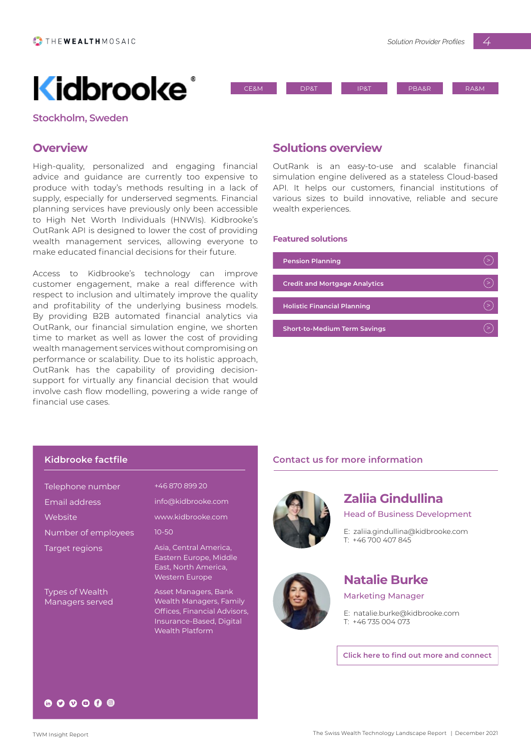# Kidbrooke®

CE&M | DP&T | IP&T | PBA&R | RA&M

### Stockholm, Sweden

## Overview

High-quality, personalized and engaging financial advice and guidance are currently too expensive to produce with today's methods resulting in a lack of supply, especially for underserved segments. Financial planning services have previously only been accessible to High Net Worth Individuals (HNWIs). Kidbrooke's OutRank API is designed to lower the cost of providing wealth management services, allowing everyone to make educated financial decisions for their future.

Access to Kidbrooke's technology can improve customer engagement, make a real difference with respect to inclusion and ultimately improve the quality and profitability of the underlying business models. By providing B2B automated financial analytics via OutRank, our financial simulation engine, we shorten time to market as well as lower the cost of providing wealth management services without compromising on performance or scalability. Due to its holistic approach, OutRank has the capability of providing decision-support for virtually any financial decision that would involve cash flow modelling, powering a wide range of financial use cases.

## Solutions overview

OutRank is an easy-to-use and scalable financial simulation engine delivered as a stateless Cloud-based API. It helps our customers, financial institutions of various sizes to build innovative, reliable and secure wealth experiences.

### Featured solutions

- Pension Planning
- Credit and Mortgage Analytics
- Holistic Financial Planning
- Short-to-Medium Term Savings

## Kidbrooke factfile

| | |
|---|---|
| Telephone number | +46 870 899 20 |
| Email address | info@kidbrooke.com |
| Website | www.kidbrooke.com |
| Number of employees | 10-50 |
| Target regions | Asia, Central America, Eastern Europe, Middle East, North America, Western Europe |
| Types of Wealth Managers served | Asset Managers, Bank Wealth Managers, Family Offices, Financial Advisors, Insurance-Based, Digital Wealth Platform |

## Contact us for more information

### Zaliia Gindullina

Head of Business Development

E: zaliia.gindullina@kidbrooke.com
T: +46 700 407 845

### Natalie Burke

Marketing Manager

E: natalie.burke@kidbrooke.com
T: +46 735 004 073

Click here to find out more and connect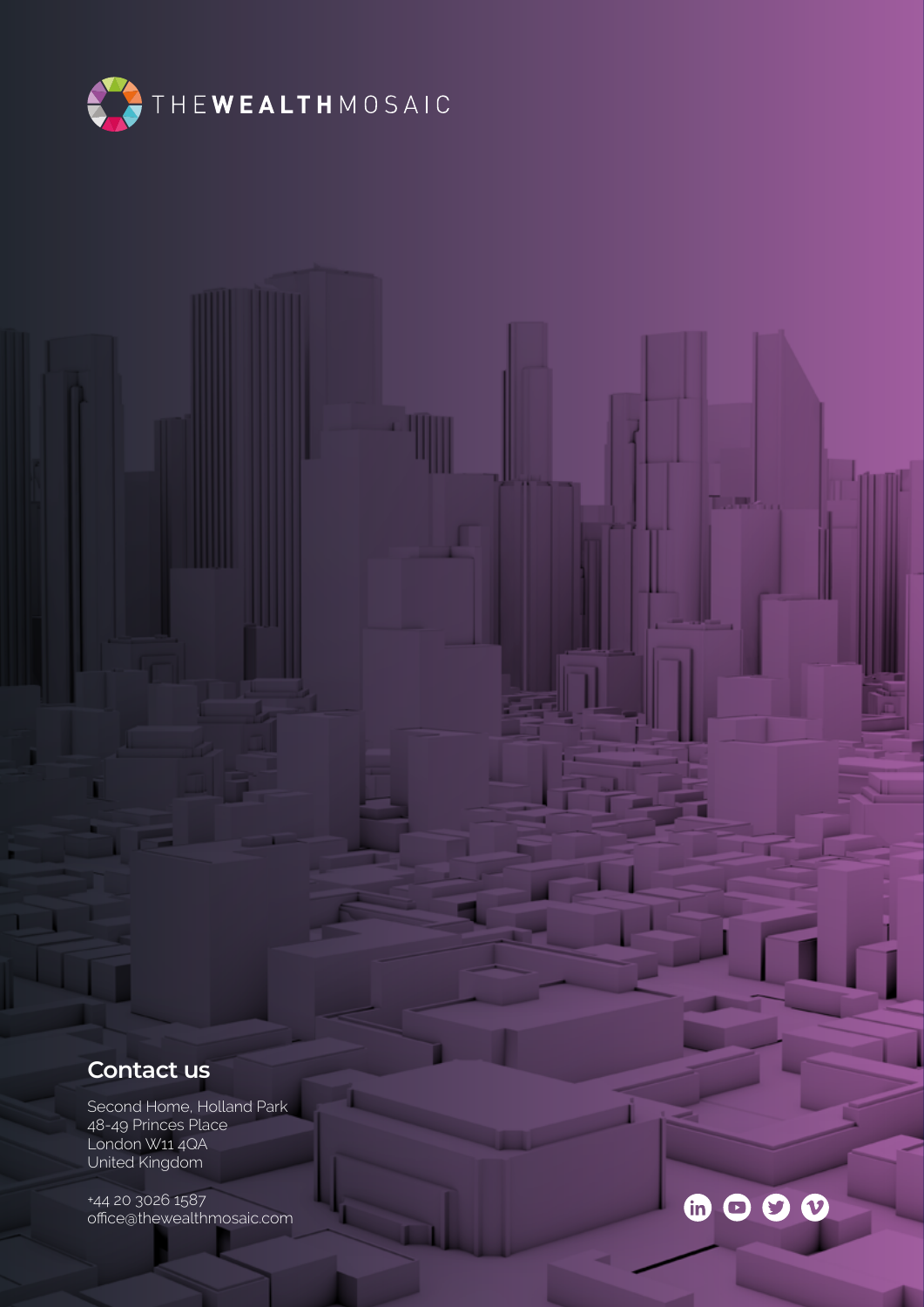THEWEALTHMOSAIC

## Contact us

Second Home, Holland Park
48-49 Princes Place
London W11 4QA
United Kingdom

+44 20 3026 1587
office@thewealthmosaic.com